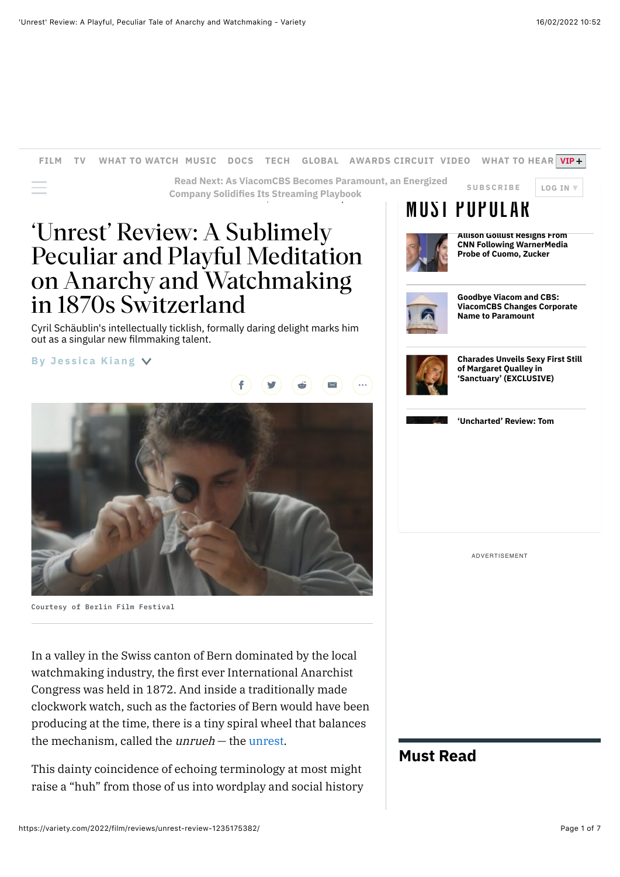# ‘Unrest’ Review: A Sublimely Peculiar and Playful Meditation on Anarchy and Watchmaking in 1870s Switzerland

Cyril Schäublin's intellectually ticklish, formally daring delight marks him out as a singular new filmmaking talent.

By Jessica Kiang

Courtesy of Berlin Film Festival

In a valley in the Swiss canton of Bern dominated by the local watchmaking industry, the first ever International Anarchist Congress was held in 1872. And inside a traditionally made clockwork watch, such as the factories of Bern would have been producing at the time, there is a tiny spiral wheel that balances the mechanism, called the *unrueh* — the unrest.

This dainty coincidence of echoing terminology at most might raise a “huh” from those of us into wordplay and social history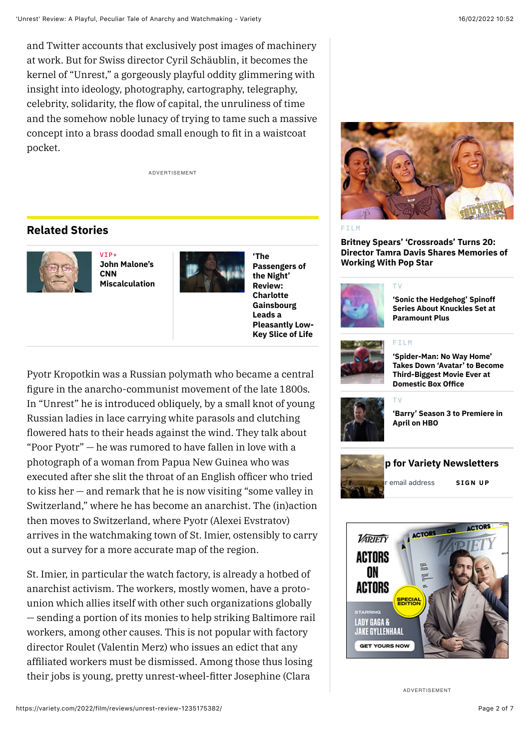and Twitter accounts that exclusively post images of machinery at work. But for Swiss director Cyril Schäublin, it becomes the kernel of "Unrest," a gorgeously playful oddity glimmering with insight into ideology, photography, cartography, telegraphy, celebrity, solidarity, the flow of capital, the unruliness of time and the somehow noble lunacy of trying to tame such a massive concept into a brass doodad small enough to fit in a waistcoat pocket.

ADVERTISEMENT

## Related Stories

VIP+
**John Malone's CNN Miscalculation**

**'The Passengers of the Night' Review: Charlotte Gainsbourg Leads a Pleasantly Low-Key Slice of Life**

Pyotr Kropotkin was a Russian polymath who became a central figure in the anarcho-communist movement of the late 1800s. In "Unrest" he is introduced obliquely, by a small knot of young Russian ladies in lace carrying white parasols and clutching flowered hats to their heads against the wind. They talk about "Poor Pyotr" — he was rumored to have fallen in love with a photograph of a woman from Papua New Guinea who was executed after she slit the throat of an English officer who tried to kiss her — and remark that he is now visiting "some valley in Switzerland," where he has become an anarchist. The (in)action then moves to Switzerland, where Pyotr (Alexei Evstratov) arrives in the watchmaking town of St. Imier, ostensibly to carry out a survey for a more accurate map of the region.

St. Imier, in particular the watch factory, is already a hotbed of anarchist activism. The workers, mostly women, have a proto-union which allies itself with other such organizations globally — sending a portion of its monies to help striking Baltimore rail workers, among other causes. This is not popular with factory director Roulet (Valentin Merz) who issues an edict that any affiliated workers must be dismissed. Among those thus losing their jobs is young, pretty unrest-wheel-fitter Josephine (Clara

FILM
**Britney Spears' 'Crossroads' Turns 20: Director Tamra Davis Shares Memories of Working With Pop Star**

TV
**'Sonic the Hedgehog' Spinoff Series About Knuckles Set at Paramount Plus**

FILM
**'Spider-Man: No Way Home' Takes Down 'Avatar' to Become Third-Biggest Movie Ever at Domestic Box Office**

TV
**'Barry' Season 3 to Premiere in April on HBO**

**p for Variety Newsletters**

r email address SIGN UP

ADVERTISEMENT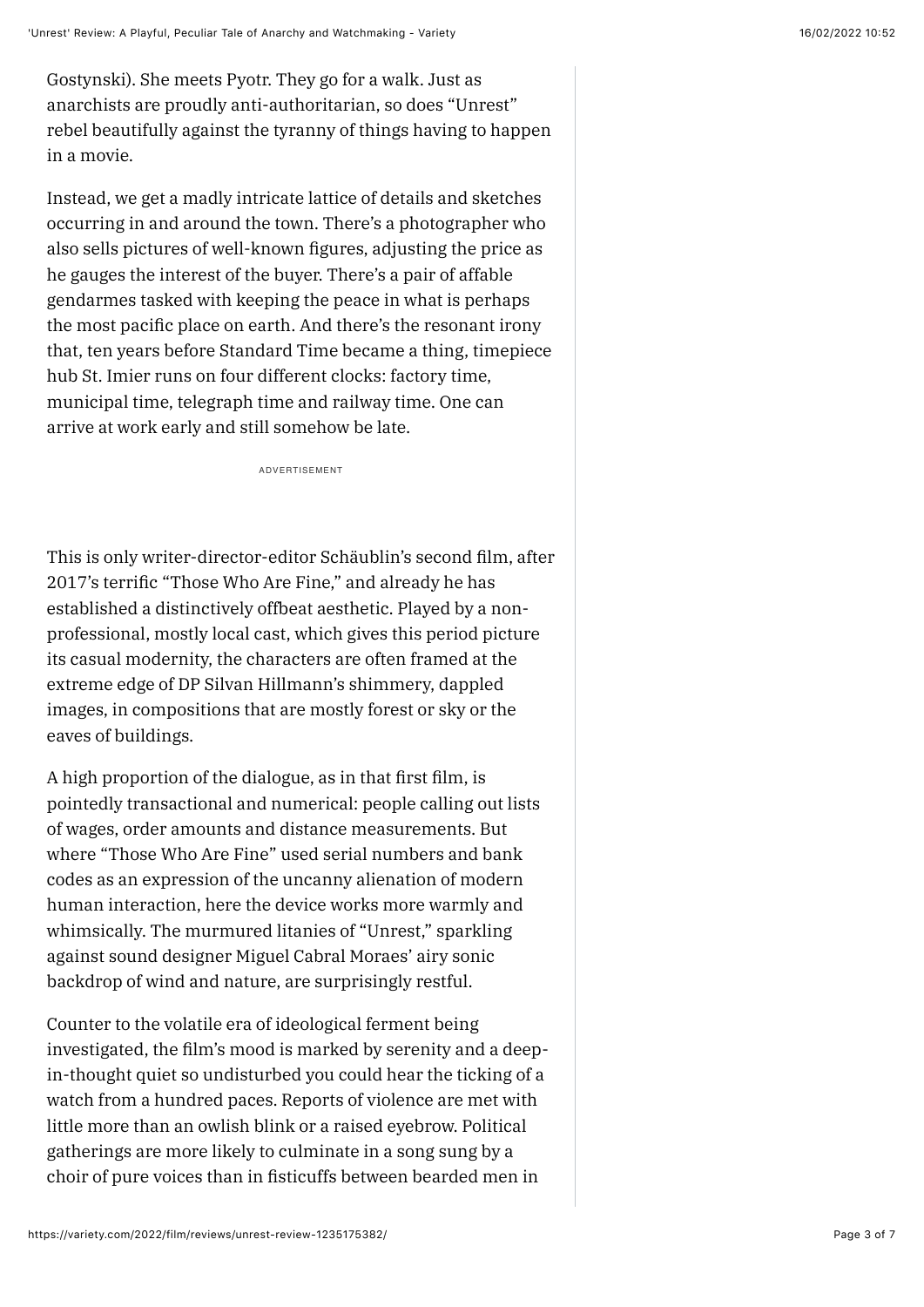Gostynski). She meets Pyotr. They go for a walk. Just as anarchists are proudly anti-authoritarian, so does "Unrest" rebel beautifully against the tyranny of things having to happen in a movie.

Instead, we get a madly intricate lattice of details and sketches occurring in and around the town. There's a photographer who also sells pictures of well-known figures, adjusting the price as he gauges the interest of the buyer. There's a pair of affable gendarmes tasked with keeping the peace in what is perhaps the most pacific place on earth. And there's the resonant irony that, ten years before Standard Time became a thing, timepiece hub St. Imier runs on four different clocks: factory time, municipal time, telegraph time and railway time. One can arrive at work early and still somehow be late.

This is only writer-director-editor Schäublin's second film, after 2017's terrific "Those Who Are Fine," and already he has established a distinctively offbeat aesthetic. Played by a non-professional, mostly local cast, which gives this period picture its casual modernity, the characters are often framed at the extreme edge of DP Silvan Hillmann's shimmery, dappled images, in compositions that are mostly forest or sky or the eaves of buildings.

A high proportion of the dialogue, as in that first film, is pointedly transactional and numerical: people calling out lists of wages, order amounts and distance measurements. But where "Those Who Are Fine" used serial numbers and bank codes as an expression of the uncanny alienation of modern human interaction, here the device works more warmly and whimsically. The murmured litanies of "Unrest," sparkling against sound designer Miguel Cabral Moraes' airy sonic backdrop of wind and nature, are surprisingly restful.

Counter to the volatile era of ideological ferment being investigated, the film's mood is marked by serenity and a deep-in-thought quiet so undisturbed you could hear the ticking of a watch from a hundred paces. Reports of violence are met with little more than an owlish blink or a raised eyebrow. Political gatherings are more likely to culminate in a song sung by a choir of pure voices than in fisticuffs between bearded men in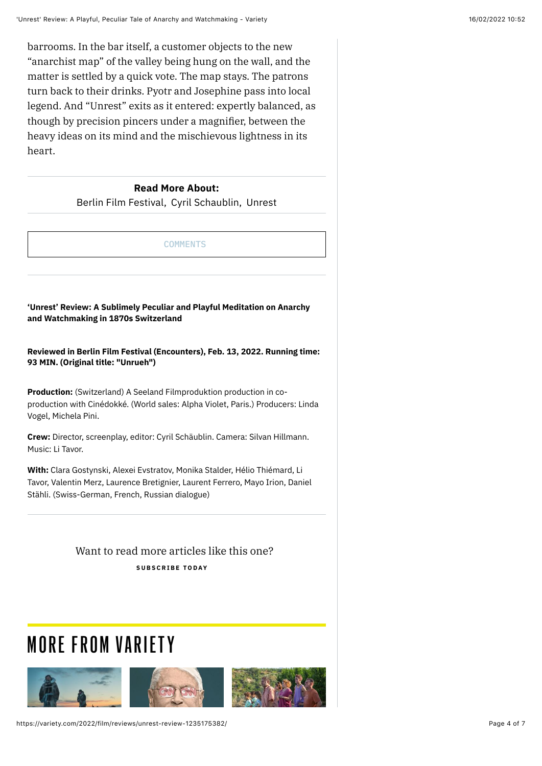barrooms. In the bar itself, a customer objects to the new "anarchist map" of the valley being hung on the wall, and the matter is settled by a quick vote. The map stays. The patrons turn back to their drinks. Pyotr and Josephine pass into local legend. And "Unrest" exits as it entered: expertly balanced, as though by precision pincers under a magnifier, between the heavy ideas on its mind and the mischievous lightness in its heart.

**Read More About:**
Berlin Film Festival, Cyril Schaublin, Unrest

COMMENTS

**'Unrest' Review: A Sublimely Peculiar and Playful Meditation on Anarchy and Watchmaking in 1870s Switzerland**

**Reviewed in Berlin Film Festival (Encounters), Feb. 13, 2022. Running time: 93 MIN. (Original title: "Unrueh")**

**Production:** (Switzerland) A Seeland Filmproduktion production in co-production with Cinédokké. (World sales: Alpha Violet, Paris.) Producers: Linda Vogel, Michela Pini.

**Crew:** Director, screenplay, editor: Cyril Schäublin. Camera: Silvan Hillmann. Music: Li Tavor.

**With:** Clara Gostynski, Alexei Evstratov, Monika Stalder, Hélio Thiémard, Li Tavor, Valentin Merz, Laurence Bretignier, Laurent Ferrero, Mayo Irion, Daniel Stähli. (Swiss-German, French, Russian dialogue)

Want to read more articles like this one?

**SUBSCRIBE TODAY**

# MORE FROM VARIETY